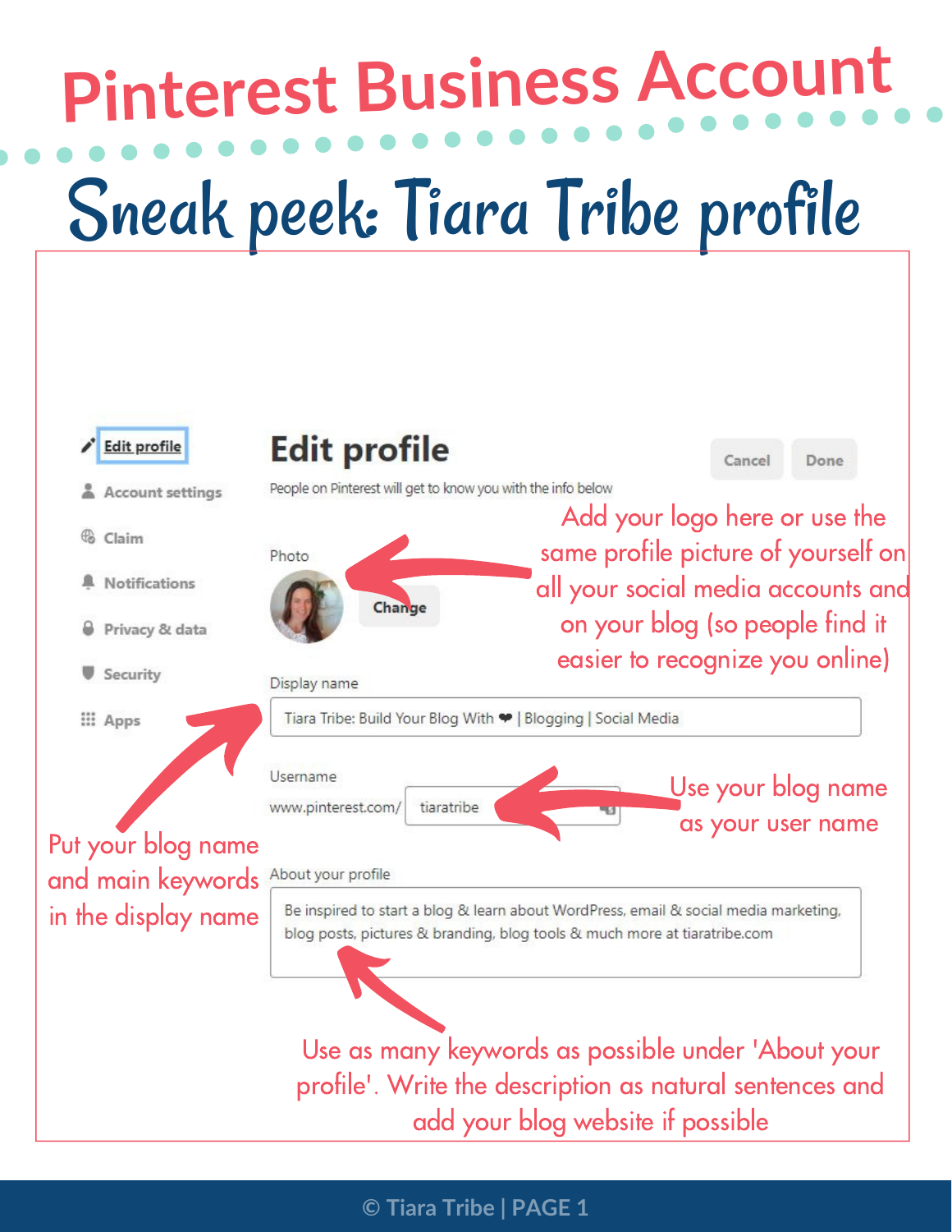# Pinterest Business Account

## Sneak peek: Tiara Tribe profile

Edit profile

Account settings

Claim

Notifications

Privacy & data

Security

Apps

**Edit profile**

People on Pinterest will get to know you with the info below

Cancel Done

Photo

Change

Add your logo here or use the same profile picture of yourself on all your social media accounts and on your blog (so people find it easier to recognize you online)

Display name

Tiara Tribe: Build Your Blog With ❤ | Blogging | Social Media

Put your blog name and main keywords in the display name

Username

www.pinterest.com/ tiaratribe

Use your blog name as your user name

About your profile

Be inspired to start a blog & learn about WordPress, email & social media marketing, blog posts, pictures & branding, blog tools & much more at tiaratribe.com

Use as many keywords as possible under 'About your profile'. Write the description as natural sentences and add your blog website if possible

© Tiara Tribe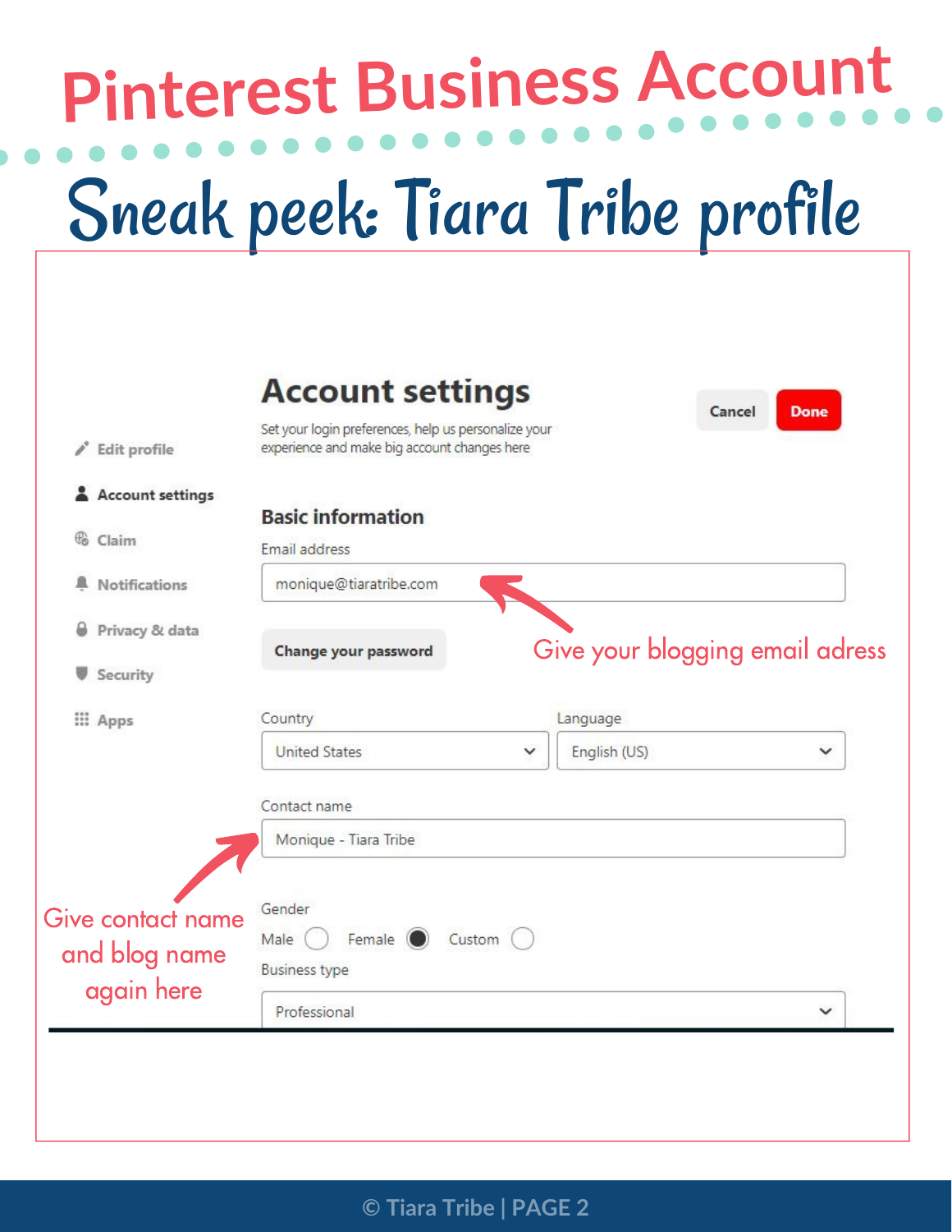# Pinterest Business Account

## Sneak peek: Tiara Tribe profile

- Edit profile
- Account settings
- Claim
- Notifications
- Privacy & data
- Security
- Apps

### Account settings

Cancel | Done

Set your login preferences, help us personalize your experience and make big account changes here

**Basic information**

Email address

monique@tiaratribe.com

Give your blogging email adress

Change your password

Country: United States

Language: English (US)

Contact name

Monique - Tiara Tribe

Give contact name and blog name again here

Gender

Male ○ Female ● Custom ○

Business type

Professional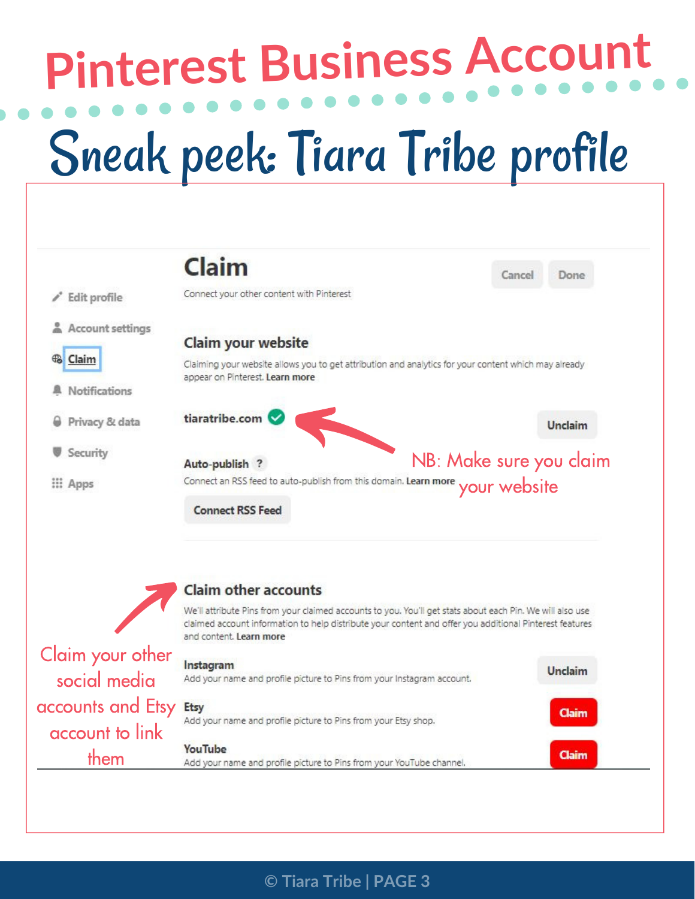# Pinterest Business Account

## Sneak peek: Tiara Tribe profile

- Edit profile
- Account settings
- Claim
- Notifications
- Privacy & data
- Security
- Apps

### Claim

Cancel | Done

Connect your other content with Pinterest

#### Claim your website

Claiming your website allows you to get attribution and analytics for your content which may already appear on Pinterest. **Learn more**

**tiaratribe.com** ✓ — Unclaim

NB: Make sure you claim your website

**Auto-publish** ?

Connect an RSS feed to auto-publish from this domain. **Learn more**

Connect RSS Feed

#### Claim other accounts

We'll attribute Pins from your claimed accounts to you. You'll get stats about each Pin. We will also use claimed account information to help distribute your content and offer you additional Pinterest features and content. **Learn more**

**Instagram** — Unclaim
Add your name and profile picture to Pins from your Instagram account.

**Etsy** — Claim
Add your name and profile picture to Pins from your Etsy shop.

**YouTube** — Claim
Add your name and profile picture to Pins from your YouTube channel.

Claim your other social media accounts and Etsy account to link them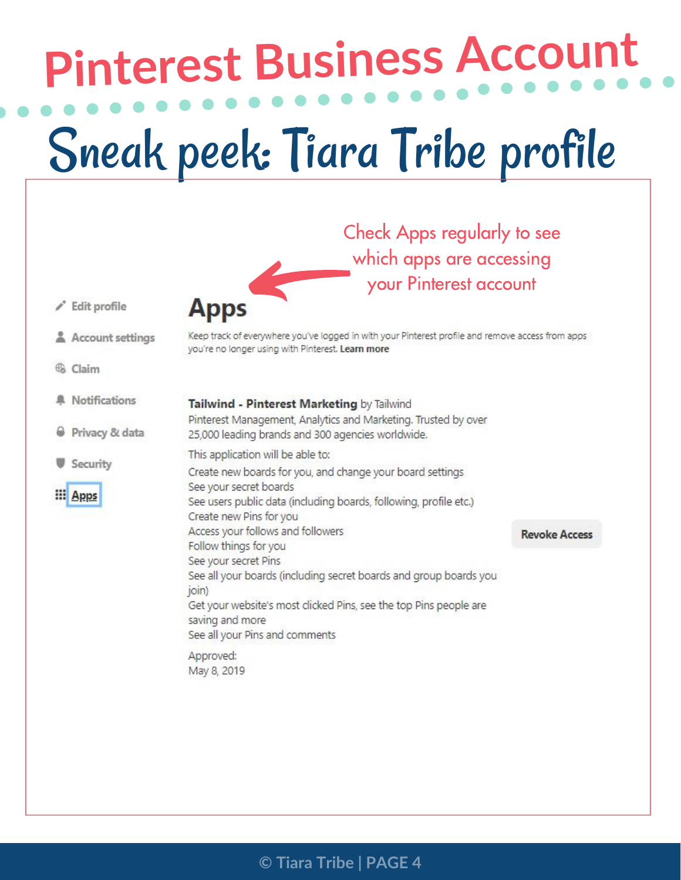# Pinterest Business Account

## Sneak peek: Tiara Tribe profile

Check Apps regularly to see which apps are accessing your Pinterest account

- Edit profile
- Account settings
- Claim
- Notifications
- Privacy & data
- Security
- Apps

### Apps

Keep track of everywhere you've logged in with your Pinterest profile and remove access from apps you're no longer using with Pinterest. **Learn more**

**Tailwind - Pinterest Marketing** by Tailwind
Pinterest Management, Analytics and Marketing. Trusted by over 25,000 leading brands and 300 agencies worldwide.

This application will be able to:

Create new boards for you, and change your board settings
See your secret boards
See users public data (including boards, following, profile etc.)
Create new Pins for you
Access your follows and followers
Follow things for you
See your secret Pins
See all your boards (including secret boards and group boards you join)
Get your website's most clicked Pins, see the top Pins people are saving and more
See all your Pins and comments

Approved:
May 8, 2019

Revoke Access